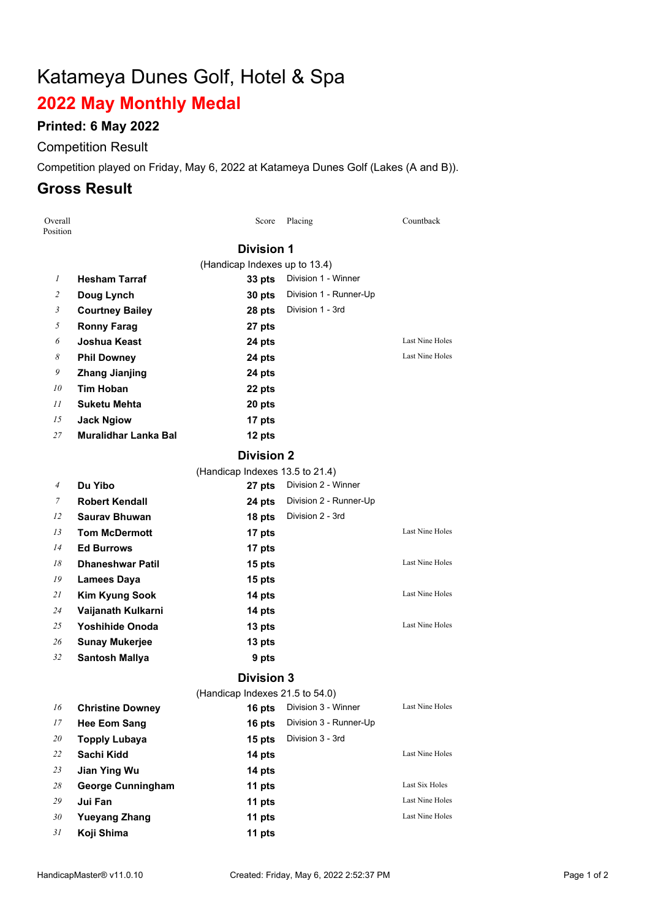# Katameya Dunes Golf, Hotel & Spa

## 2022 May Monthly Medal

### Printed: 6 May 2022

Competition Result

Competition played on Friday, May 6, 2022 at Katameya Dunes Golf (Lakes (A and B)).

## Gross Result

| Overall Position | | Score | Placing | Countback |
|---|---|---|---|---|
| | **Division 1** | | | |
| | (Handicap Indexes up to 13.4) | | | |
| *1* | **Hesham Tarraf** | **33 pts** | Division 1 - Winner | |
| *2* | **Doug Lynch** | **30 pts** | Division 1 - Runner-Up | |
| *3* | **Courtney Bailey** | **28 pts** | Division 1 - 3rd | |
| *5* | **Ronny Farag** | **27 pts** | | |
| *6* | **Joshua Keast** | **24 pts** | | Last Nine Holes |
| *8* | **Phil Downey** | **24 pts** | | Last Nine Holes |
| *9* | **Zhang Jianjing** | **24 pts** | | |
| *10* | **Tim Hoban** | **22 pts** | | |
| *11* | **Suketu Mehta** | **20 pts** | | |
| *15* | **Jack Ngiow** | **17 pts** | | |
| *27* | **Muralidhar Lanka Bal** | **12 pts** | | |
| | **Division 2** | | | |
| | (Handicap Indexes 13.5 to 21.4) | | | |
| *4* | **Du Yibo** | **27 pts** | Division 2 - Winner | |
| *7* | **Robert Kendall** | **24 pts** | Division 2 - Runner-Up | |
| *12* | **Saurav Bhuwan** | **18 pts** | Division 2 - 3rd | |
| *13* | **Tom McDermott** | **17 pts** | | Last Nine Holes |
| *14* | **Ed Burrows** | **17 pts** | | |
| *18* | **Dhaneshwar Patil** | **15 pts** | | Last Nine Holes |
| *19* | **Lamees Daya** | **15 pts** | | |
| *21* | **Kim Kyung Sook** | **14 pts** | | Last Nine Holes |
| *24* | **Vaijanath Kulkarni** | **14 pts** | | |
| *25* | **Yoshihide Onoda** | **13 pts** | | Last Nine Holes |
| *26* | **Sunay Mukerjee** | **13 pts** | | |
| *32* | **Santosh Mallya** | **9 pts** | | |
| | **Division 3** | | | |
| | (Handicap Indexes 21.5 to 54.0) | | | |
| *16* | **Christine Downey** | **16 pts** | Division 3 - Winner | Last Nine Holes |
| *17* | **Hee Eom Sang** | **16 pts** | Division 3 - Runner-Up | |
| *20* | **Topply Lubaya** | **15 pts** | Division 3 - 3rd | |
| *22* | **Sachi Kidd** | **14 pts** | | Last Nine Holes |
| *23* | **Jian Ying Wu** | **14 pts** | | |
| *28* | **George Cunningham** | **11 pts** | | Last Six Holes |
| *29* | **Jui Fan** | **11 pts** | | Last Nine Holes |
| *30* | **Yueyang Zhang** | **11 pts** | | Last Nine Holes |
| *31* | **Koji Shima** | **11 pts** | | |

HandicapMaster® v11.0.10 Created: Friday, May 6, 2022 2:52:37 PM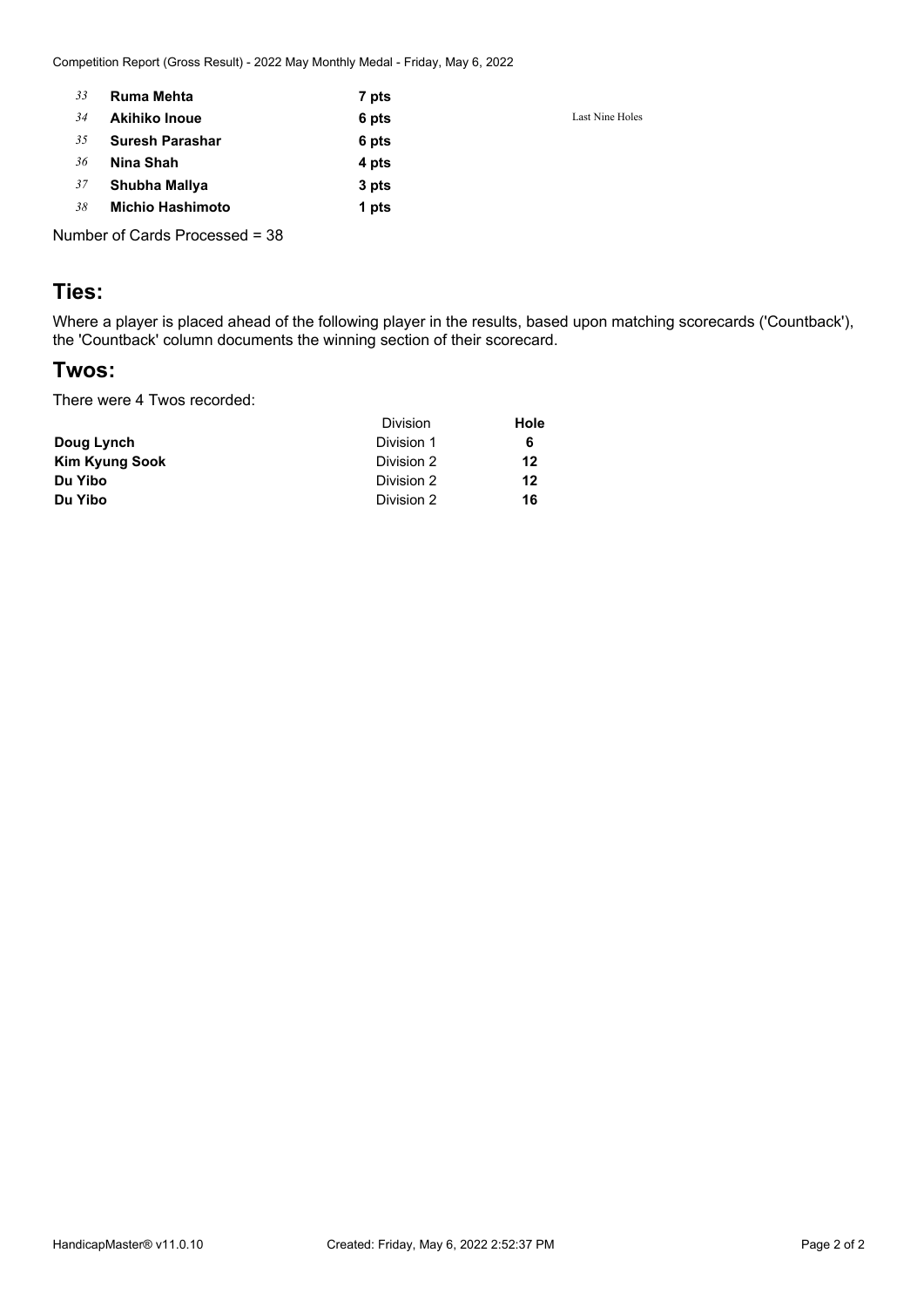| | | | |
|---|---|---|---|
| *33* | **Ruma Mehta** | **7 pts** | |
| *34* | **Akihiko Inoue** | **6 pts** | Last Nine Holes |
| *35* | **Suresh Parashar** | **6 pts** | |
| *36* | **Nina Shah** | **4 pts** | |
| *37* | **Shubha Mallya** | **3 pts** | |
| *38* | **Michio Hashimoto** | **1 pts** | |

Number of Cards Processed = 38

## Ties:

Where a player is placed ahead of the following player in the results, based upon matching scorecards ('Countback'), the 'Countback' column documents the winning section of their scorecard.

## Twos:

There were 4 Twos recorded:

| | Division | **Hole** |
|---|---|---|
| **Doug Lynch** | Division 1 | **6** |
| **Kim Kyung Sook** | Division 2 | **12** |
| **Du Yibo** | Division 2 | **12** |
| **Du Yibo** | Division 2 | **16** |